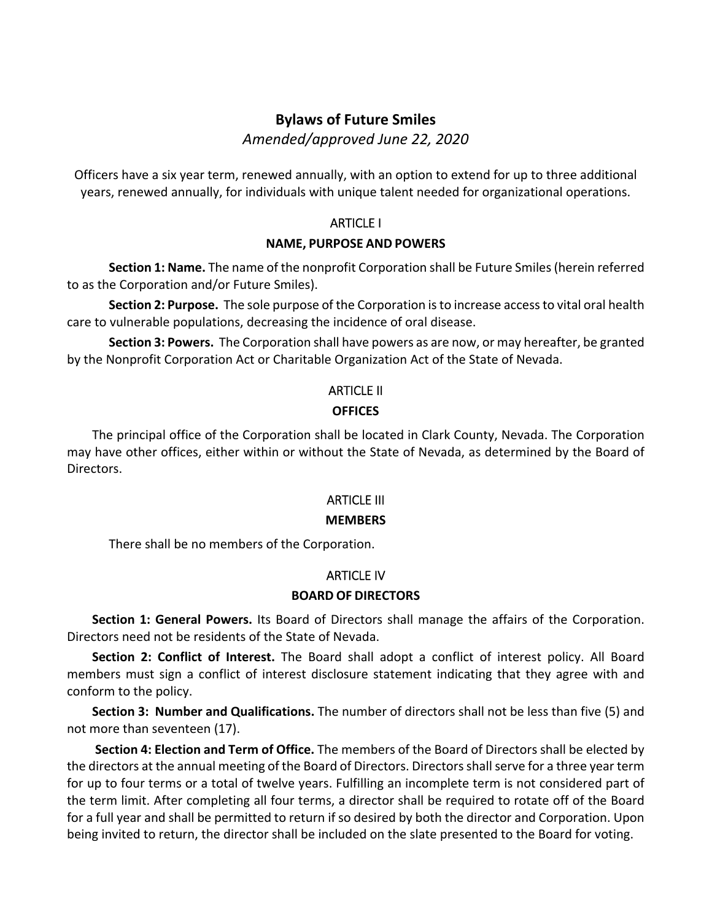# Bylaws of Future Smiles

*Amended/approved June 22, 2020*

Officers have a six year term, renewed annually, with an option to extend for up to three additional years, renewed annually, for individuals with unique talent needed for organizational operations.

## ARTICLE I

### NAME, PURPOSE AND POWERS

**Section 1: Name.** The name of the nonprofit Corporation shall be Future Smiles (herein referred to as the Corporation and/or Future Smiles).

**Section 2: Purpose.** The sole purpose of the Corporation is to increase access to vital oral health care to vulnerable populations, decreasing the incidence of oral disease.

**Section 3: Powers.** The Corporation shall have powers as are now, or may hereafter, be granted by the Nonprofit Corporation Act or Charitable Organization Act of the State of Nevada.

## ARTICLE II

### OFFICES

The principal office of the Corporation shall be located in Clark County, Nevada. The Corporation may have other offices, either within or without the State of Nevada, as determined by the Board of Directors.

## ARTICLE III

### MEMBERS

There shall be no members of the Corporation.

## ARTICLE IV

### BOARD OF DIRECTORS

**Section 1: General Powers.** Its Board of Directors shall manage the affairs of the Corporation. Directors need not be residents of the State of Nevada.

**Section 2: Conflict of Interest.** The Board shall adopt a conflict of interest policy. All Board members must sign a conflict of interest disclosure statement indicating that they agree with and conform to the policy.

**Section 3: Number and Qualifications.** The number of directors shall not be less than five (5) and not more than seventeen (17).

**Section 4: Election and Term of Office.** The members of the Board of Directors shall be elected by the directors at the annual meeting of the Board of Directors. Directors shall serve for a three year term for up to four terms or a total of twelve years. Fulfilling an incomplete term is not considered part of the term limit. After completing all four terms, a director shall be required to rotate off of the Board for a full year and shall be permitted to return if so desired by both the director and Corporation. Upon being invited to return, the director shall be included on the slate presented to the Board for voting.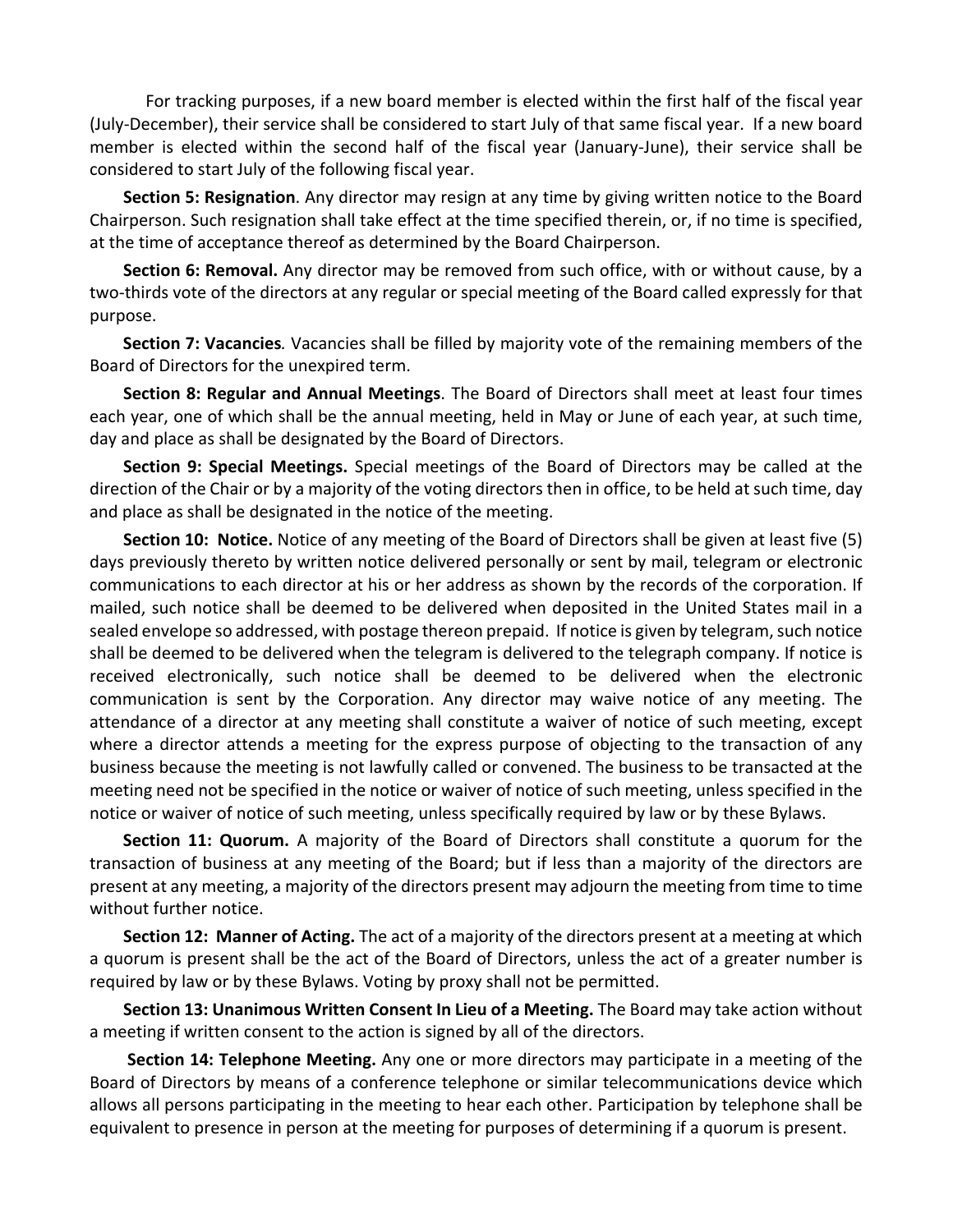For tracking purposes, if a new board member is elected within the first half of the fiscal year (July-December), their service shall be considered to start July of that same fiscal year. If a new board member is elected within the second half of the fiscal year (January-June), their service shall be considered to start July of the following fiscal year.

**Section 5: Resignation**. Any director may resign at any time by giving written notice to the Board Chairperson. Such resignation shall take effect at the time specified therein, or, if no time is specified, at the time of acceptance thereof as determined by the Board Chairperson.

**Section 6: Removal.** Any director may be removed from such office, with or without cause, by a two-thirds vote of the directors at any regular or special meeting of the Board called expressly for that purpose.

**Section 7: Vacancies***.* Vacancies shall be filled by majority vote of the remaining members of the Board of Directors for the unexpired term.

**Section 8: Regular and Annual Meetings**. The Board of Directors shall meet at least four times each year, one of which shall be the annual meeting, held in May or June of each year, at such time, day and place as shall be designated by the Board of Directors.

**Section 9: Special Meetings.** Special meetings of the Board of Directors may be called at the direction of the Chair or by a majority of the voting directors then in office, to be held at such time, day and place as shall be designated in the notice of the meeting.

**Section 10: Notice.** Notice of any meeting of the Board of Directors shall be given at least five (5) days previously thereto by written notice delivered personally or sent by mail, telegram or electronic communications to each director at his or her address as shown by the records of the corporation. If mailed, such notice shall be deemed to be delivered when deposited in the United States mail in a sealed envelope so addressed, with postage thereon prepaid. If notice is given by telegram, such notice shall be deemed to be delivered when the telegram is delivered to the telegraph company. If notice is received electronically, such notice shall be deemed to be delivered when the electronic communication is sent by the Corporation. Any director may waive notice of any meeting. The attendance of a director at any meeting shall constitute a waiver of notice of such meeting, except where a director attends a meeting for the express purpose of objecting to the transaction of any business because the meeting is not lawfully called or convened. The business to be transacted at the meeting need not be specified in the notice or waiver of notice of such meeting, unless specified in the notice or waiver of notice of such meeting, unless specifically required by law or by these Bylaws.

**Section 11: Quorum.** A majority of the Board of Directors shall constitute a quorum for the transaction of business at any meeting of the Board; but if less than a majority of the directors are present at any meeting, a majority of the directors present may adjourn the meeting from time to time without further notice.

**Section 12: Manner of Acting.** The act of a majority of the directors present at a meeting at which a quorum is present shall be the act of the Board of Directors, unless the act of a greater number is required by law or by these Bylaws. Voting by proxy shall not be permitted.

**Section 13: Unanimous Written Consent In Lieu of a Meeting.** The Board may take action without a meeting if written consent to the action is signed by all of the directors.

**Section 14: Telephone Meeting.** Any one or more directors may participate in a meeting of the Board of Directors by means of a conference telephone or similar telecommunications device which allows all persons participating in the meeting to hear each other. Participation by telephone shall be equivalent to presence in person at the meeting for purposes of determining if a quorum is present.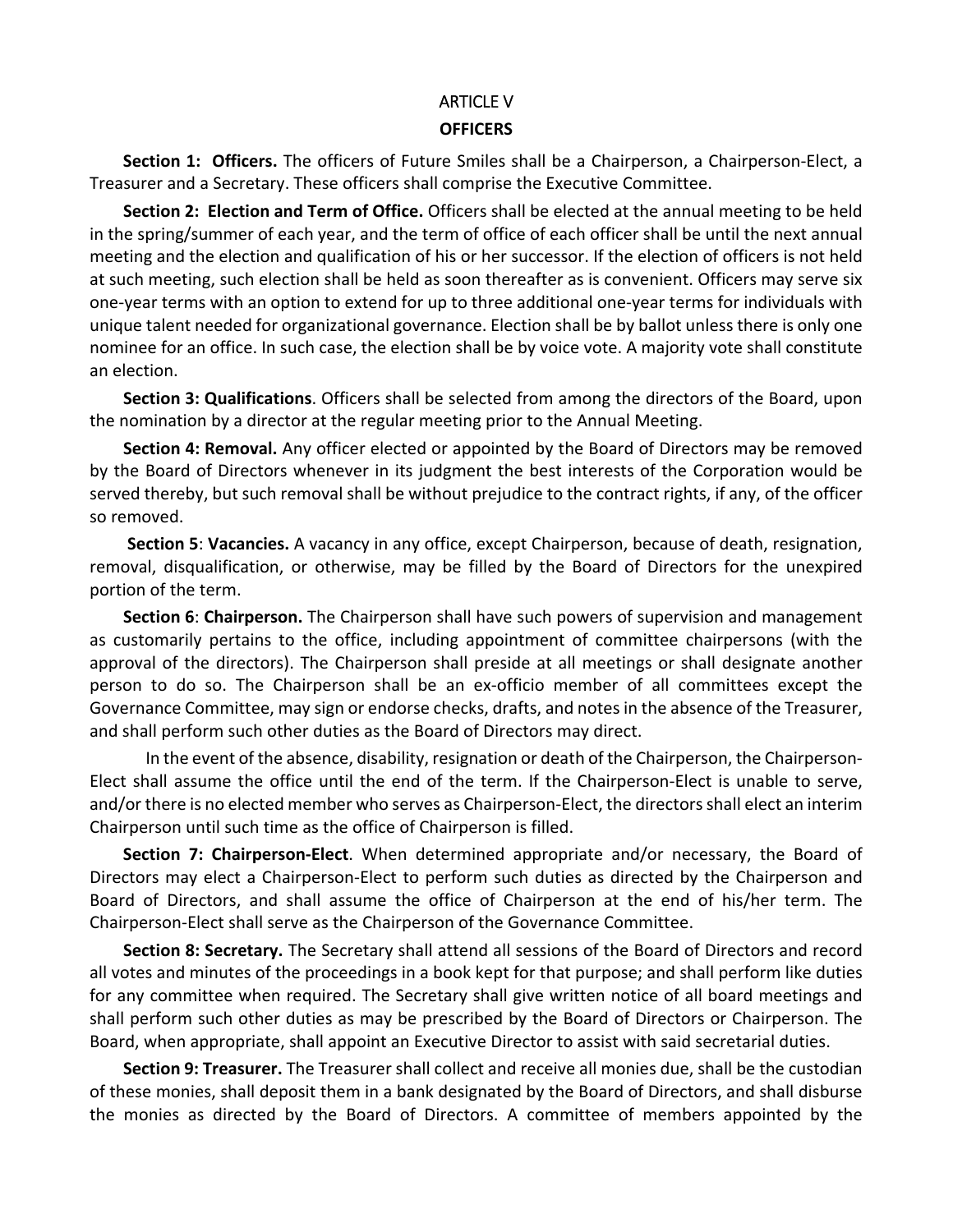## ARTICLE V
## OFFICERS

**Section 1: Officers.** The officers of Future Smiles shall be a Chairperson, a Chairperson-Elect, a Treasurer and a Secretary. These officers shall comprise the Executive Committee.

**Section 2: Election and Term of Office.** Officers shall be elected at the annual meeting to be held in the spring/summer of each year, and the term of office of each officer shall be until the next annual meeting and the election and qualification of his or her successor. If the election of officers is not held at such meeting, such election shall be held as soon thereafter as is convenient. Officers may serve six one-year terms with an option to extend for up to three additional one-year terms for individuals with unique talent needed for organizational governance. Election shall be by ballot unless there is only one nominee for an office. In such case, the election shall be by voice vote. A majority vote shall constitute an election.

**Section 3: Qualifications**. Officers shall be selected from among the directors of the Board, upon the nomination by a director at the regular meeting prior to the Annual Meeting.

**Section 4: Removal.** Any officer elected or appointed by the Board of Directors may be removed by the Board of Directors whenever in its judgment the best interests of the Corporation would be served thereby, but such removal shall be without prejudice to the contract rights, if any, of the officer so removed.

**Section 5**: **Vacancies.** A vacancy in any office, except Chairperson, because of death, resignation, removal, disqualification, or otherwise, may be filled by the Board of Directors for the unexpired portion of the term.

**Section 6**: **Chairperson.** The Chairperson shall have such powers of supervision and management as customarily pertains to the office, including appointment of committee chairpersons (with the approval of the directors). The Chairperson shall preside at all meetings or shall designate another person to do so. The Chairperson shall be an ex-officio member of all committees except the Governance Committee, may sign or endorse checks, drafts, and notes in the absence of the Treasurer, and shall perform such other duties as the Board of Directors may direct.

In the event of the absence, disability, resignation or death of the Chairperson, the Chairperson-Elect shall assume the office until the end of the term. If the Chairperson-Elect is unable to serve, and/or there is no elected member who serves as Chairperson-Elect, the directors shall elect an interim Chairperson until such time as the office of Chairperson is filled.

**Section 7: Chairperson-Elect**. When determined appropriate and/or necessary, the Board of Directors may elect a Chairperson-Elect to perform such duties as directed by the Chairperson and Board of Directors, and shall assume the office of Chairperson at the end of his/her term. The Chairperson-Elect shall serve as the Chairperson of the Governance Committee.

**Section 8: Secretary.** The Secretary shall attend all sessions of the Board of Directors and record all votes and minutes of the proceedings in a book kept for that purpose; and shall perform like duties for any committee when required. The Secretary shall give written notice of all board meetings and shall perform such other duties as may be prescribed by the Board of Directors or Chairperson. The Board, when appropriate, shall appoint an Executive Director to assist with said secretarial duties.

**Section 9: Treasurer.** The Treasurer shall collect and receive all monies due, shall be the custodian of these monies, shall deposit them in a bank designated by the Board of Directors, and shall disburse the monies as directed by the Board of Directors. A committee of members appointed by the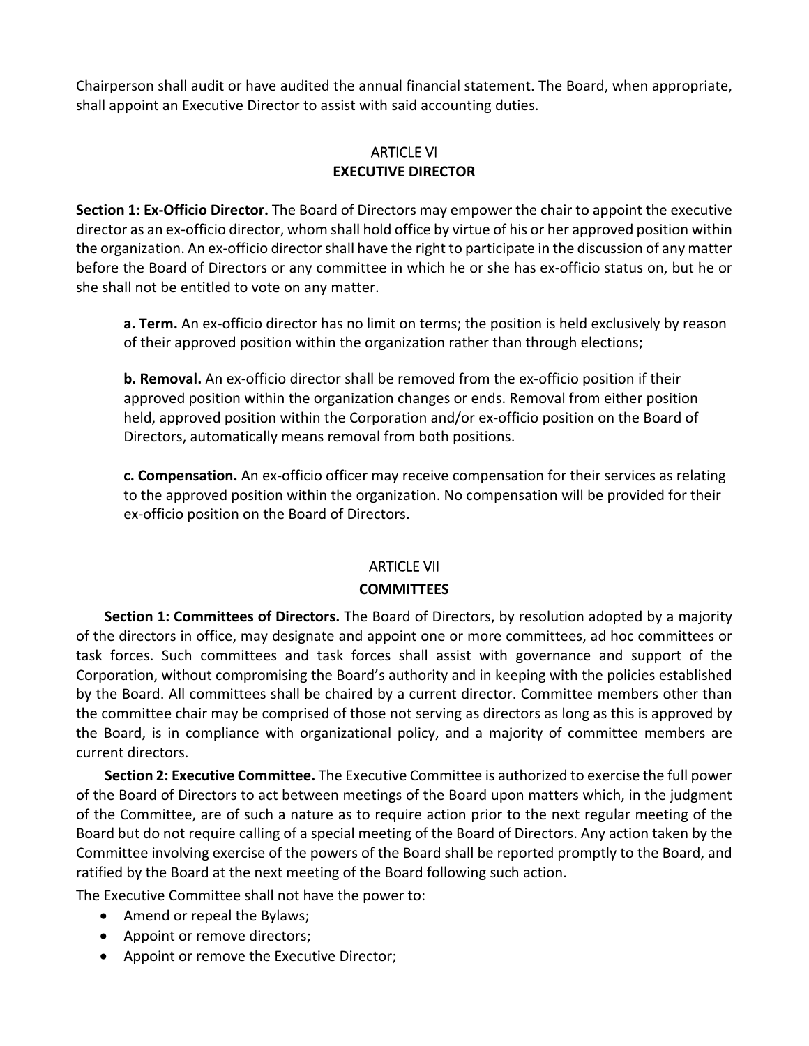Chairperson shall audit or have audited the annual financial statement. The Board, when appropriate, shall appoint an Executive Director to assist with said accounting duties.

## ARTICLE VI
## EXECUTIVE DIRECTOR

**Section 1: Ex-Officio Director.** The Board of Directors may empower the chair to appoint the executive director as an ex-officio director, whom shall hold office by virtue of his or her approved position within the organization. An ex-officio director shall have the right to participate in the discussion of any matter before the Board of Directors or any committee in which he or she has ex-officio status on, but he or she shall not be entitled to vote on any matter.

> **a. Term.** An ex-officio director has no limit on terms; the position is held exclusively by reason of their approved position within the organization rather than through elections;
>
> **b. Removal.** An ex-officio director shall be removed from the ex-officio position if their approved position within the organization changes or ends. Removal from either position held, approved position within the Corporation and/or ex-officio position on the Board of Directors, automatically means removal from both positions.
>
> **c. Compensation.** An ex-officio officer may receive compensation for their services as relating to the approved position within the organization. No compensation will be provided for their ex-officio position on the Board of Directors.

## ARTICLE VII
## COMMITTEES

**Section 1: Committees of Directors.** The Board of Directors, by resolution adopted by a majority of the directors in office, may designate and appoint one or more committees, ad hoc committees or task forces. Such committees and task forces shall assist with governance and support of the Corporation, without compromising the Board's authority and in keeping with the policies established by the Board. All committees shall be chaired by a current director. Committee members other than the committee chair may be comprised of those not serving as directors as long as this is approved by the Board, is in compliance with organizational policy, and a majority of committee members are current directors.

**Section 2: Executive Committee.** The Executive Committee is authorized to exercise the full power of the Board of Directors to act between meetings of the Board upon matters which, in the judgment of the Committee, are of such a nature as to require action prior to the next regular meeting of the Board but do not require calling of a special meeting of the Board of Directors. Any action taken by the Committee involving exercise of the powers of the Board shall be reported promptly to the Board, and ratified by the Board at the next meeting of the Board following such action.

The Executive Committee shall not have the power to:

- Amend or repeal the Bylaws;
- Appoint or remove directors;
- Appoint or remove the Executive Director;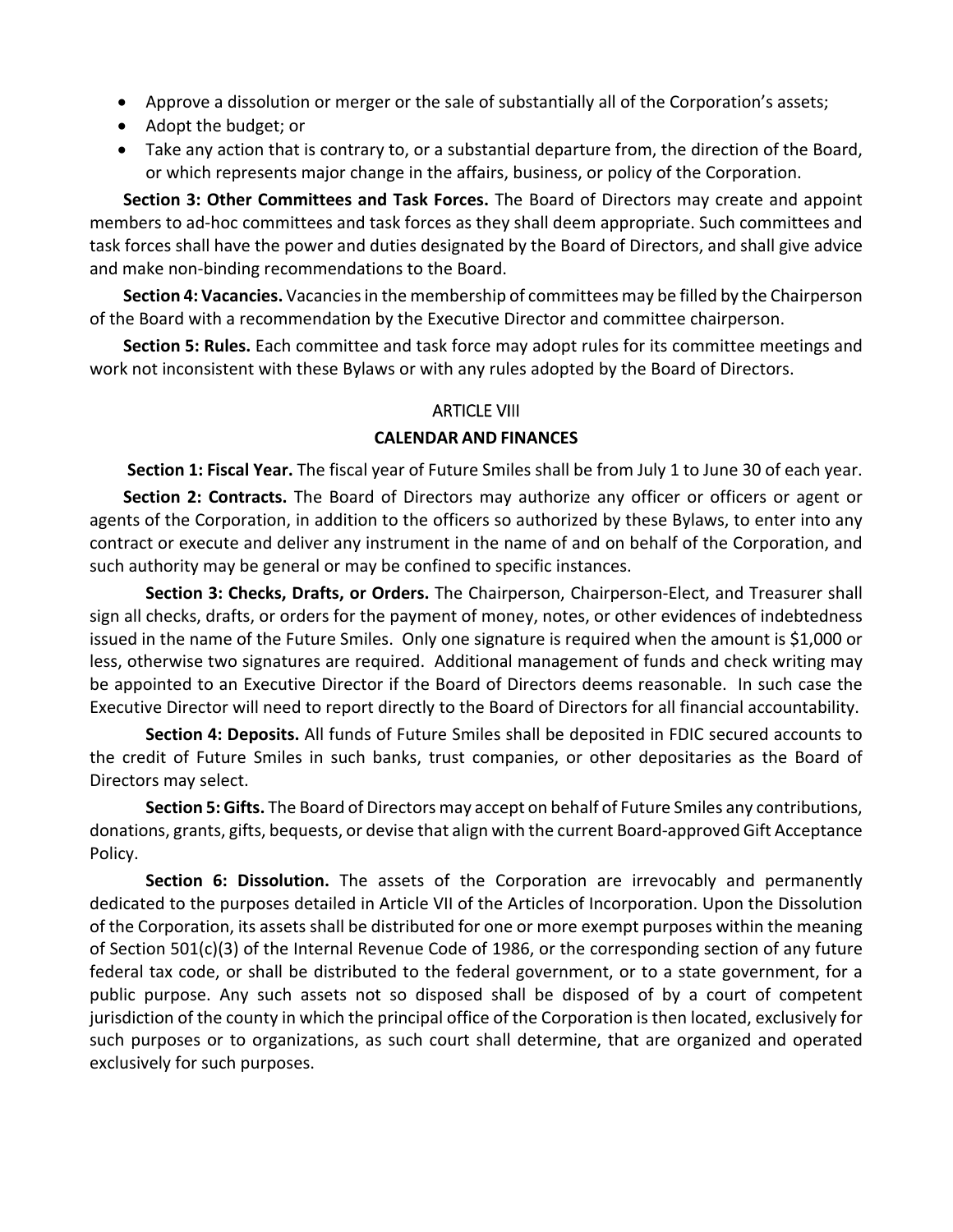- Approve a dissolution or merger or the sale of substantially all of the Corporation's assets;
- Adopt the budget; or
- Take any action that is contrary to, or a substantial departure from, the direction of the Board, or which represents major change in the affairs, business, or policy of the Corporation.

**Section 3: Other Committees and Task Forces.** The Board of Directors may create and appoint members to ad-hoc committees and task forces as they shall deem appropriate. Such committees and task forces shall have the power and duties designated by the Board of Directors, and shall give advice and make non-binding recommendations to the Board.

**Section 4: Vacancies.** Vacancies in the membership of committees may be filled by the Chairperson of the Board with a recommendation by the Executive Director and committee chairperson.

**Section 5: Rules.** Each committee and task force may adopt rules for its committee meetings and work not inconsistent with these Bylaws or with any rules adopted by the Board of Directors.

## ARTICLE VIII

## CALENDAR AND FINANCES

**Section 1: Fiscal Year.** The fiscal year of Future Smiles shall be from July 1 to June 30 of each year.

**Section 2: Contracts.** The Board of Directors may authorize any officer or officers or agent or agents of the Corporation, in addition to the officers so authorized by these Bylaws, to enter into any contract or execute and deliver any instrument in the name of and on behalf of the Corporation, and such authority may be general or may be confined to specific instances.

**Section 3: Checks, Drafts, or Orders.** The Chairperson, Chairperson-Elect, and Treasurer shall sign all checks, drafts, or orders for the payment of money, notes, or other evidences of indebtedness issued in the name of the Future Smiles. Only one signature is required when the amount is $1,000 or less, otherwise two signatures are required. Additional management of funds and check writing may be appointed to an Executive Director if the Board of Directors deems reasonable. In such case the Executive Director will need to report directly to the Board of Directors for all financial accountability.

**Section 4: Deposits.** All funds of Future Smiles shall be deposited in FDIC secured accounts to the credit of Future Smiles in such banks, trust companies, or other depositaries as the Board of Directors may select.

**Section 5: Gifts.** The Board of Directors may accept on behalf of Future Smiles any contributions, donations, grants, gifts, bequests, or devise that align with the current Board-approved Gift Acceptance Policy.

**Section 6: Dissolution.** The assets of the Corporation are irrevocably and permanently dedicated to the purposes detailed in Article VII of the Articles of Incorporation. Upon the Dissolution of the Corporation, its assets shall be distributed for one or more exempt purposes within the meaning of Section 501(c)(3) of the Internal Revenue Code of 1986, or the corresponding section of any future federal tax code, or shall be distributed to the federal government, or to a state government, for a public purpose. Any such assets not so disposed shall be disposed of by a court of competent jurisdiction of the county in which the principal office of the Corporation is then located, exclusively for such purposes or to organizations, as such court shall determine, that are organized and operated exclusively for such purposes.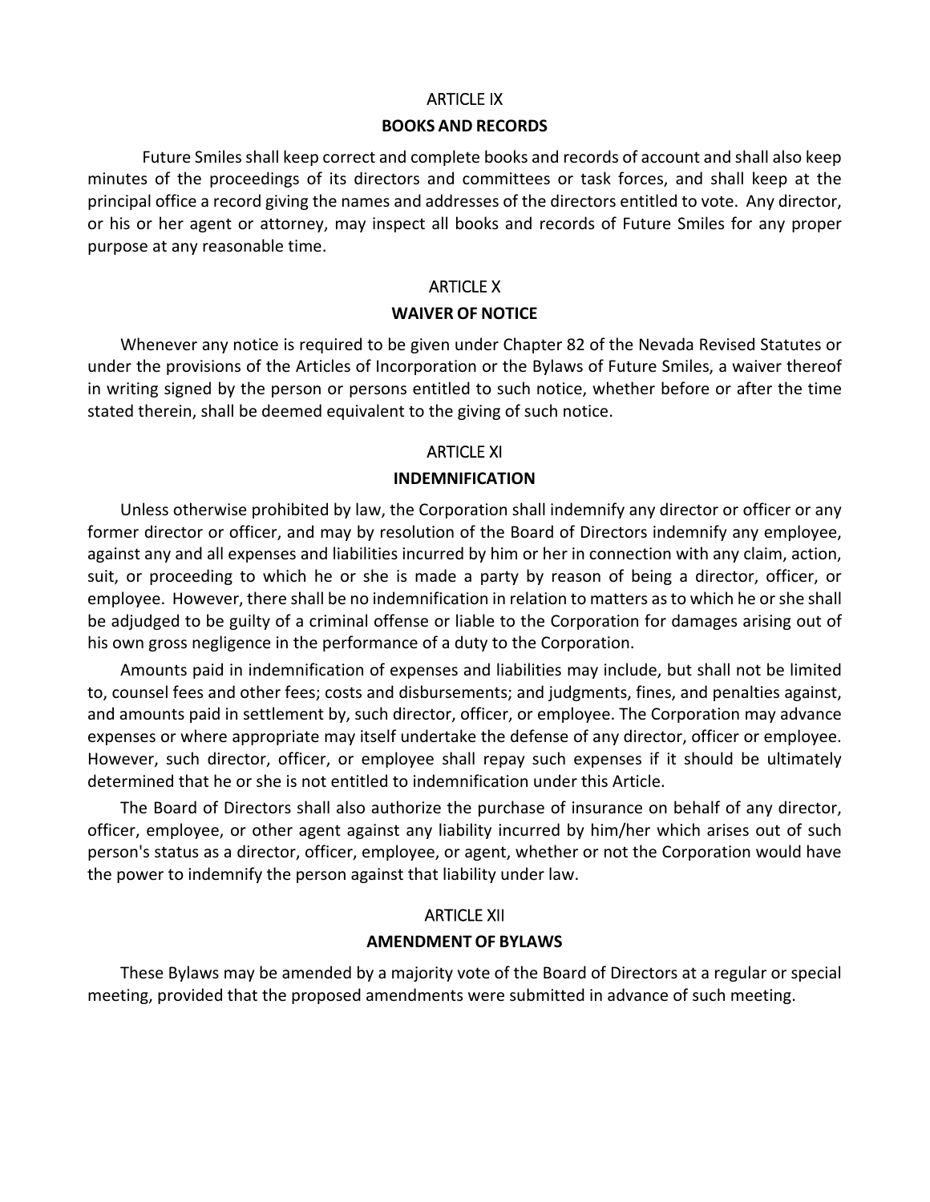## ARTICLE IX

### BOOKS AND RECORDS

Future Smiles shall keep correct and complete books and records of account and shall also keep minutes of the proceedings of its directors and committees or task forces, and shall keep at the principal office a record giving the names and addresses of the directors entitled to vote. Any director, or his or her agent or attorney, may inspect all books and records of Future Smiles for any proper purpose at any reasonable time.

## ARTICLE X

### WAIVER OF NOTICE

Whenever any notice is required to be given under Chapter 82 of the Nevada Revised Statutes or under the provisions of the Articles of Incorporation or the Bylaws of Future Smiles, a waiver thereof in writing signed by the person or persons entitled to such notice, whether before or after the time stated therein, shall be deemed equivalent to the giving of such notice.

## ARTICLE XI

### INDEMNIFICATION

Unless otherwise prohibited by law, the Corporation shall indemnify any director or officer or any former director or officer, and may by resolution of the Board of Directors indemnify any employee, against any and all expenses and liabilities incurred by him or her in connection with any claim, action, suit, or proceeding to which he or she is made a party by reason of being a director, officer, or employee. However, there shall be no indemnification in relation to matters as to which he or she shall be adjudged to be guilty of a criminal offense or liable to the Corporation for damages arising out of his own gross negligence in the performance of a duty to the Corporation.

Amounts paid in indemnification of expenses and liabilities may include, but shall not be limited to, counsel fees and other fees; costs and disbursements; and judgments, fines, and penalties against, and amounts paid in settlement by, such director, officer, or employee. The Corporation may advance expenses or where appropriate may itself undertake the defense of any director, officer or employee. However, such director, officer, or employee shall repay such expenses if it should be ultimately determined that he or she is not entitled to indemnification under this Article.

The Board of Directors shall also authorize the purchase of insurance on behalf of any director, officer, employee, or other agent against any liability incurred by him/her which arises out of such person's status as a director, officer, employee, or agent, whether or not the Corporation would have the power to indemnify the person against that liability under law.

## ARTICLE XII

### AMENDMENT OF BYLAWS

These Bylaws may be amended by a majority vote of the Board of Directors at a regular or special meeting, provided that the proposed amendments were submitted in advance of such meeting.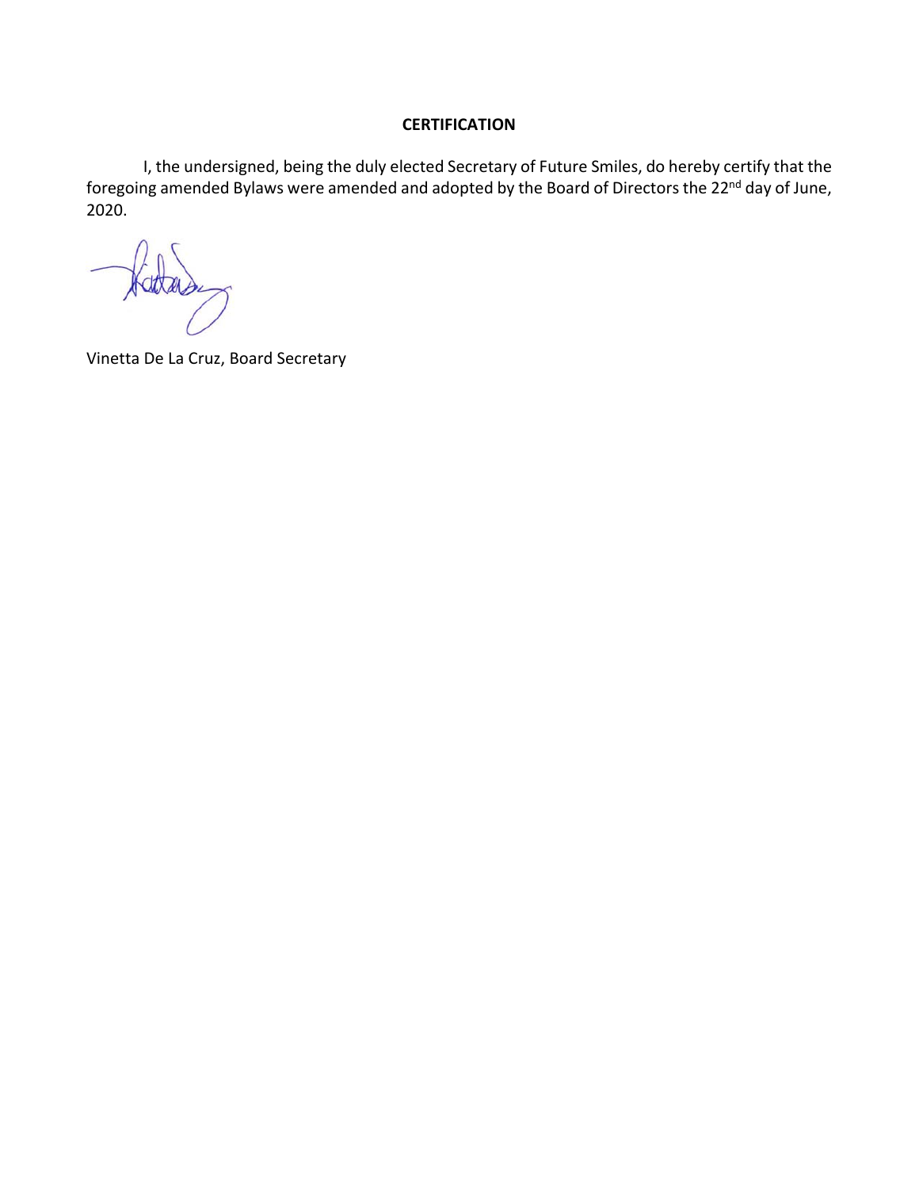# CERTIFICATION

I, the undersigned, being the duly elected Secretary of Future Smiles, do hereby certify that the foregoing amended Bylaws were amended and adopted by the Board of Directors the 22nd day of June, 2020.

Vinetta De La Cruz, Board Secretary